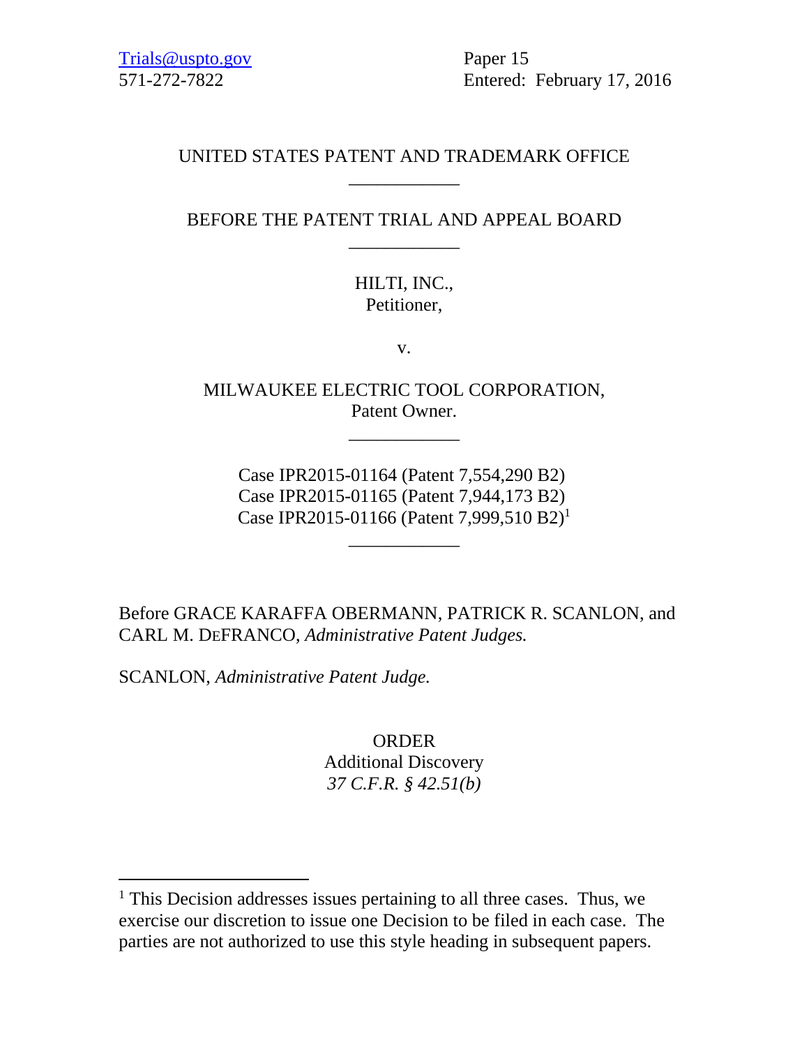Trials@uspto.gov
571-272-7822

Paper 15
Entered: February 17, 2016

UNITED STATES PATENT AND TRADEMARK OFFICE

---

BEFORE THE PATENT TRIAL AND APPEAL BOARD

---

HILTI, INC.,
Petitioner,

v.

MILWAUKEE ELECTRIC TOOL CORPORATION,
Patent Owner.

---

Case IPR2015-01164 (Patent 7,554,290 B2)
Case IPR2015-01165 (Patent 7,944,173 B2)
Case IPR2015-01166 (Patent 7,999,510 B2)[1]

---

Before GRACE KARAFFA OBERMANN, PATRICK R. SCANLON, and CARL M. DEFRANCO, *Administrative Patent Judges.*

SCANLON, *Administrative Patent Judge.*

ORDER
Additional Discovery
*37 C.F.R. § 42.51(b)*

---

[1] This Decision addresses issues pertaining to all three cases. Thus, we exercise our discretion to issue one Decision to be filed in each case. The parties are not authorized to use this style heading in subsequent papers.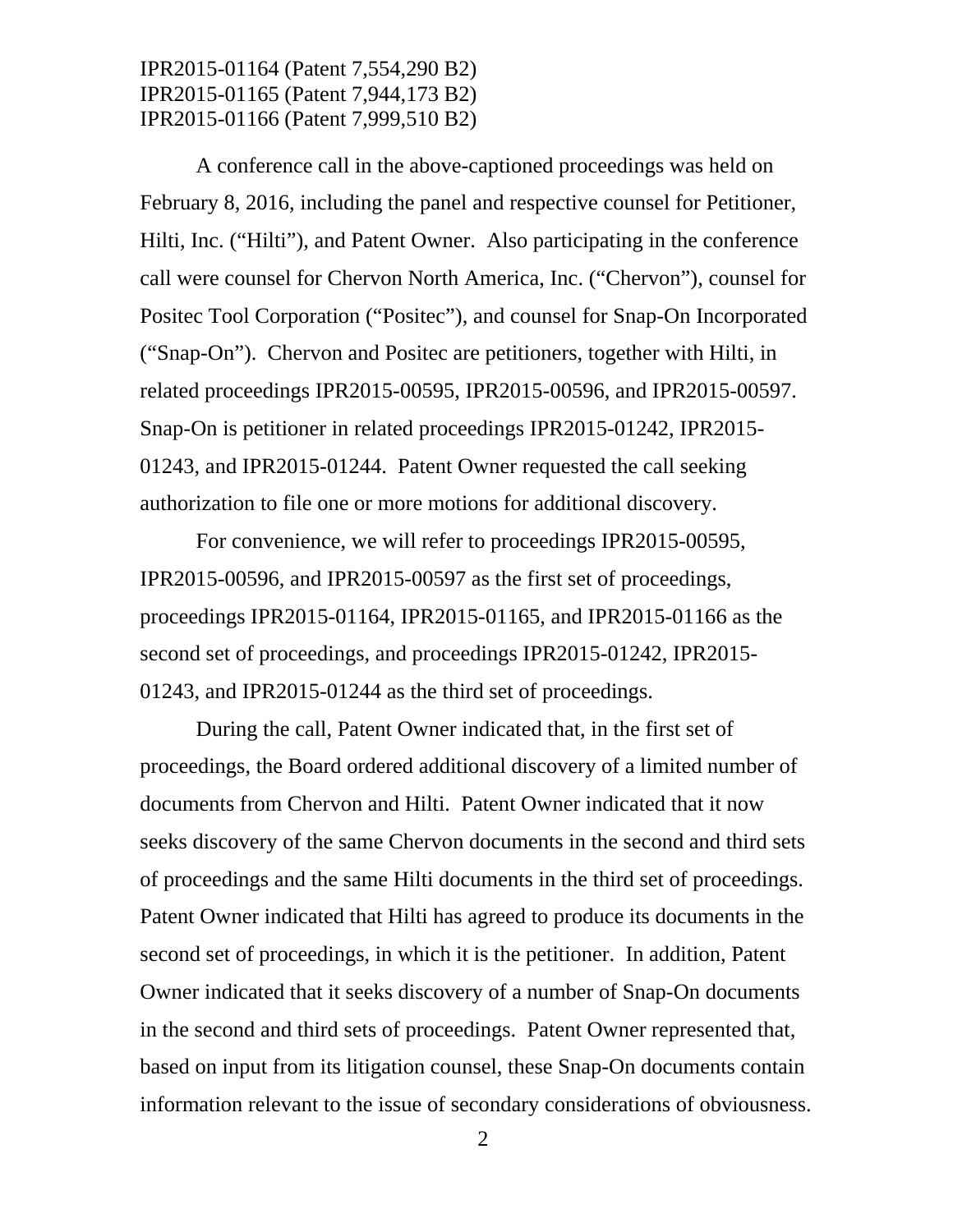IPR2015-01164 (Patent 7,554,290 B2)
IPR2015-01165 (Patent 7,944,173 B2)
IPR2015-01166 (Patent 7,999,510 B2)

A conference call in the above-captioned proceedings was held on February 8, 2016, including the panel and respective counsel for Petitioner, Hilti, Inc. ("Hilti"), and Patent Owner. Also participating in the conference call were counsel for Chervon North America, Inc. ("Chervon"), counsel for Positec Tool Corporation ("Positec"), and counsel for Snap-On Incorporated ("Snap-On"). Chervon and Positec are petitioners, together with Hilti, in related proceedings IPR2015-00595, IPR2015-00596, and IPR2015-00597. Snap-On is petitioner in related proceedings IPR2015-01242, IPR2015-01243, and IPR2015-01244. Patent Owner requested the call seeking authorization to file one or more motions for additional discovery.

For convenience, we will refer to proceedings IPR2015-00595, IPR2015-00596, and IPR2015-00597 as the first set of proceedings, proceedings IPR2015-01164, IPR2015-01165, and IPR2015-01166 as the second set of proceedings, and proceedings IPR2015-01242, IPR2015-01243, and IPR2015-01244 as the third set of proceedings.

During the call, Patent Owner indicated that, in the first set of proceedings, the Board ordered additional discovery of a limited number of documents from Chervon and Hilti. Patent Owner indicated that it now seeks discovery of the same Chervon documents in the second and third sets of proceedings and the same Hilti documents in the third set of proceedings. Patent Owner indicated that Hilti has agreed to produce its documents in the second set of proceedings, in which it is the petitioner. In addition, Patent Owner indicated that it seeks discovery of a number of Snap-On documents in the second and third sets of proceedings. Patent Owner represented that, based on input from its litigation counsel, these Snap-On documents contain information relevant to the issue of secondary considerations of obviousness.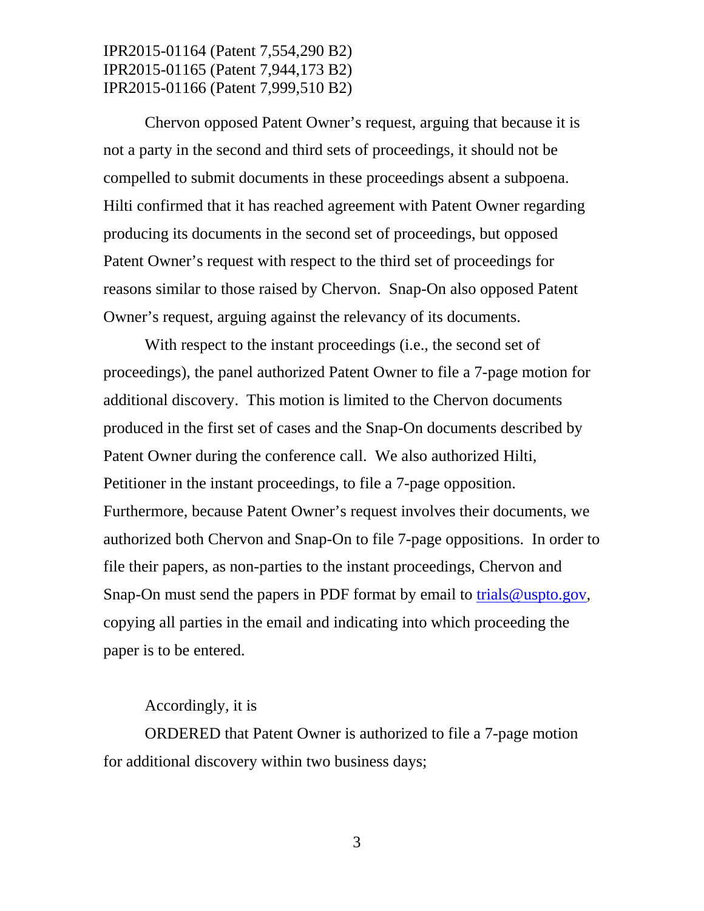Chervon opposed Patent Owner's request, arguing that because it is not a party in the second and third sets of proceedings, it should not be compelled to submit documents in these proceedings absent a subpoena. Hilti confirmed that it has reached agreement with Patent Owner regarding producing its documents in the second set of proceedings, but opposed Patent Owner's request with respect to the third set of proceedings for reasons similar to those raised by Chervon. Snap-On also opposed Patent Owner's request, arguing against the relevancy of its documents.

With respect to the instant proceedings (i.e., the second set of proceedings), the panel authorized Patent Owner to file a 7-page motion for additional discovery. This motion is limited to the Chervon documents produced in the first set of cases and the Snap-On documents described by Patent Owner during the conference call. We also authorized Hilti, Petitioner in the instant proceedings, to file a 7-page opposition. Furthermore, because Patent Owner's request involves their documents, we authorized both Chervon and Snap-On to file 7-page oppositions. In order to file their papers, as non-parties to the instant proceedings, Chervon and Snap-On must send the papers in PDF format by email to trials@uspto.gov, copying all parties in the email and indicating into which proceeding the paper is to be entered.

Accordingly, it is

ORDERED that Patent Owner is authorized to file a 7-page motion for additional discovery within two business days;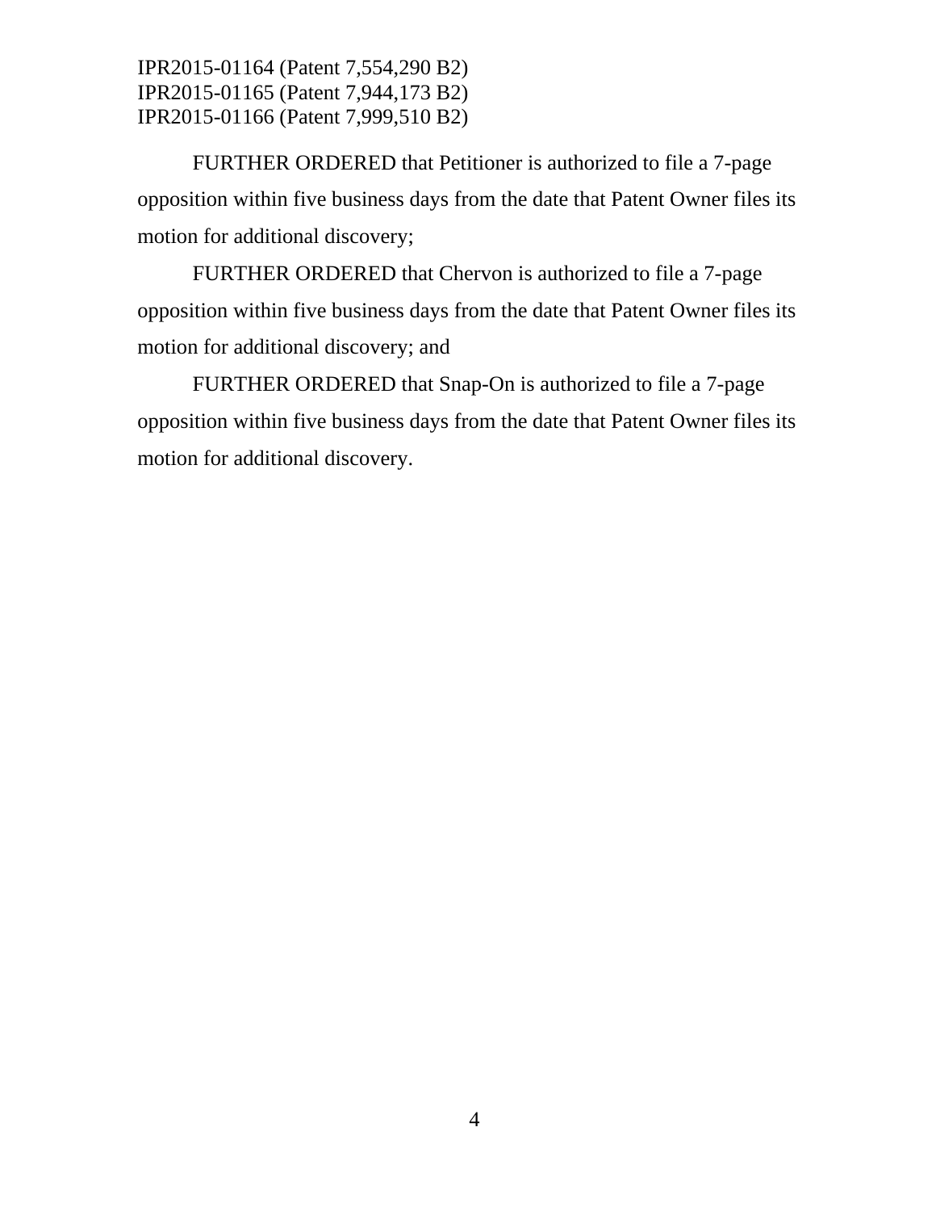FURTHER ORDERED that Petitioner is authorized to file a 7-page opposition within five business days from the date that Patent Owner files its motion for additional discovery;

FURTHER ORDERED that Chervon is authorized to file a 7-page opposition within five business days from the date that Patent Owner files its motion for additional discovery; and

FURTHER ORDERED that Snap-On is authorized to file a 7-page opposition within five business days from the date that Patent Owner files its motion for additional discovery.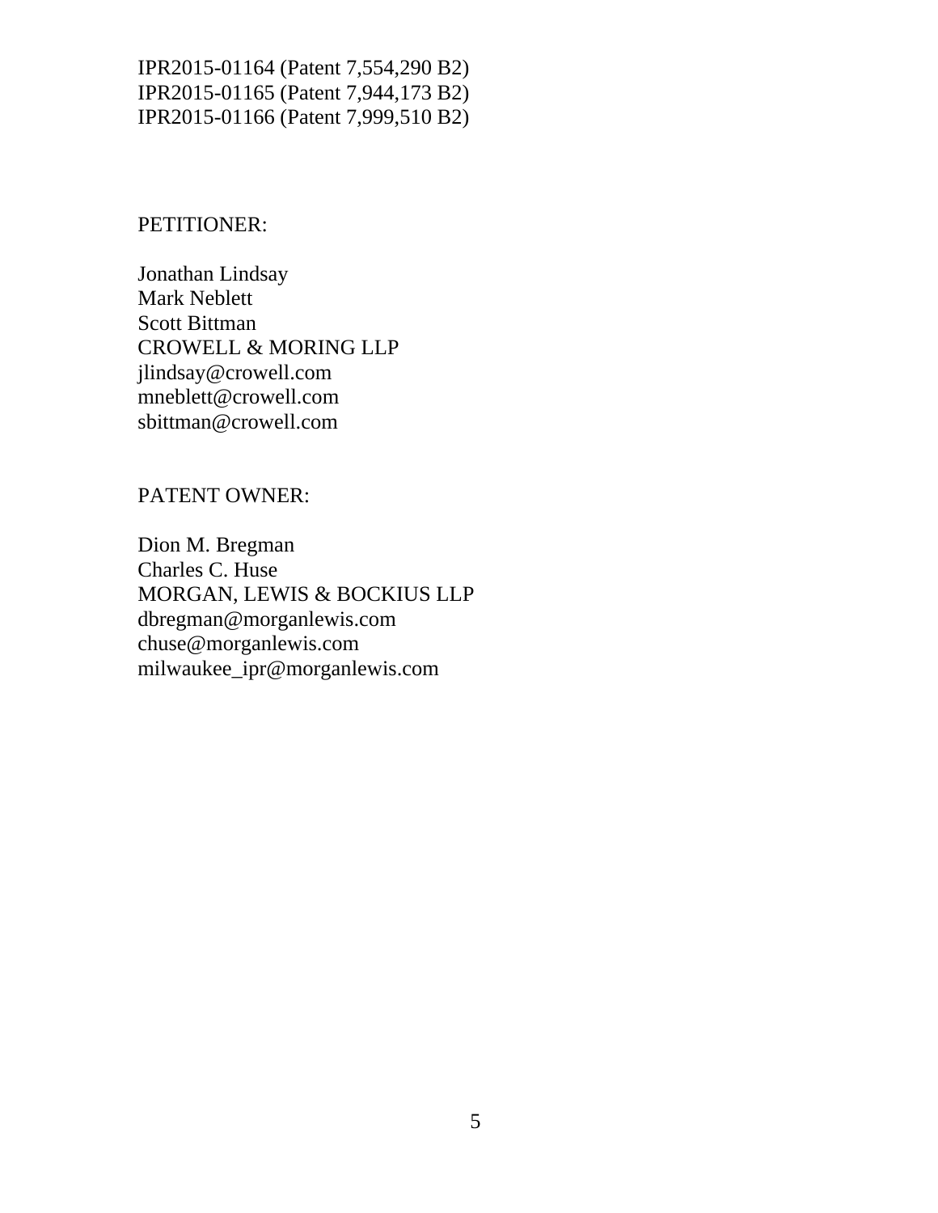IPR2015-01164 (Patent 7,554,290 B2)
IPR2015-01165 (Patent 7,944,173 B2)
IPR2015-01166 (Patent 7,999,510 B2)

PETITIONER:

Jonathan Lindsay
Mark Neblett
Scott Bittman
CROWELL & MORING LLP
jlindsay@crowell.com
mneblett@crowell.com
sbittman@crowell.com

PATENT OWNER:

Dion M. Bregman
Charles C. Huse
MORGAN, LEWIS & BOCKIUS LLP
dbregman@morganlewis.com
chuse@morganlewis.com
milwaukee_ipr@morganlewis.com